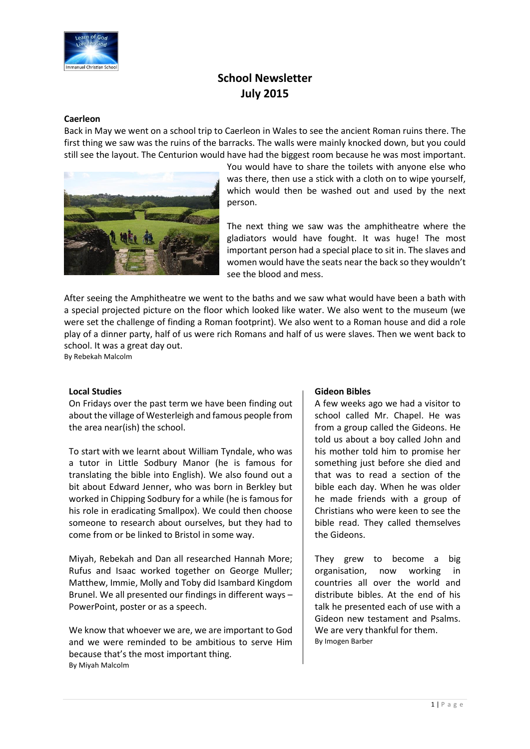# School Newsletter
# July 2015

**Caerleon**

Back in May we went on a school trip to Caerleon in Wales to see the ancient Roman ruins there. The first thing we saw was the ruins of the barracks. The walls were mainly knocked down, but you could still see the layout. The Centurion would have had the biggest room because he was most important. You would have to share the toilets with anyone else who was there, then use a stick with a cloth on to wipe yourself, which would then be washed out and used by the next person.

The next thing we saw was the amphitheatre where the gladiators would have fought. It was huge! The most important person had a special place to sit in. The slaves and women would have the seats near the back so they wouldn't see the blood and mess.

After seeing the Amphitheatre we went to the baths and we saw what would have been a bath with a special projected picture on the floor which looked like water. We also went to the museum (we were set the challenge of finding a Roman footprint). We also went to a Roman house and did a role play of a dinner party, half of us were rich Romans and half of us were slaves. Then we went back to school. It was a great day out.

By Rebekah Malcolm

**Local Studies**

On Fridays over the past term we have been finding out about the village of Westerleigh and famous people from the area near(ish) the school.

To start with we learnt about William Tyndale, who was a tutor in Little Sodbury Manor (he is famous for translating the bible into English). We also found out a bit about Edward Jenner, who was born in Berkley but worked in Chipping Sodbury for a while (he is famous for his role in eradicating Smallpox). We could then choose someone to research about ourselves, but they had to come from or be linked to Bristol in some way.

Miyah, Rebekah and Dan all researched Hannah More; Rufus and Isaac worked together on George Muller; Matthew, Immie, Molly and Toby did Isambard Kingdom Brunel. We all presented our findings in different ways – PowerPoint, poster or as a speech.

We know that whoever we are, we are important to God and we were reminded to be ambitious to serve Him because that's the most important thing.

By Miyah Malcolm

**Gideon Bibles**

A few weeks ago we had a visitor to school called Mr. Chapel. He was from a group called the Gideons. He told us about a boy called John and his mother told him to promise her something just before she died and that was to read a section of the bible each day. When he was older he made friends with a group of Christians who were keen to see the bible read. They called themselves the Gideons.

They grew to become a big organisation, now working in countries all over the world and distribute bibles. At the end of his talk he presented each of use with a Gideon new testament and Psalms. We are very thankful for them.

By Imogen Barber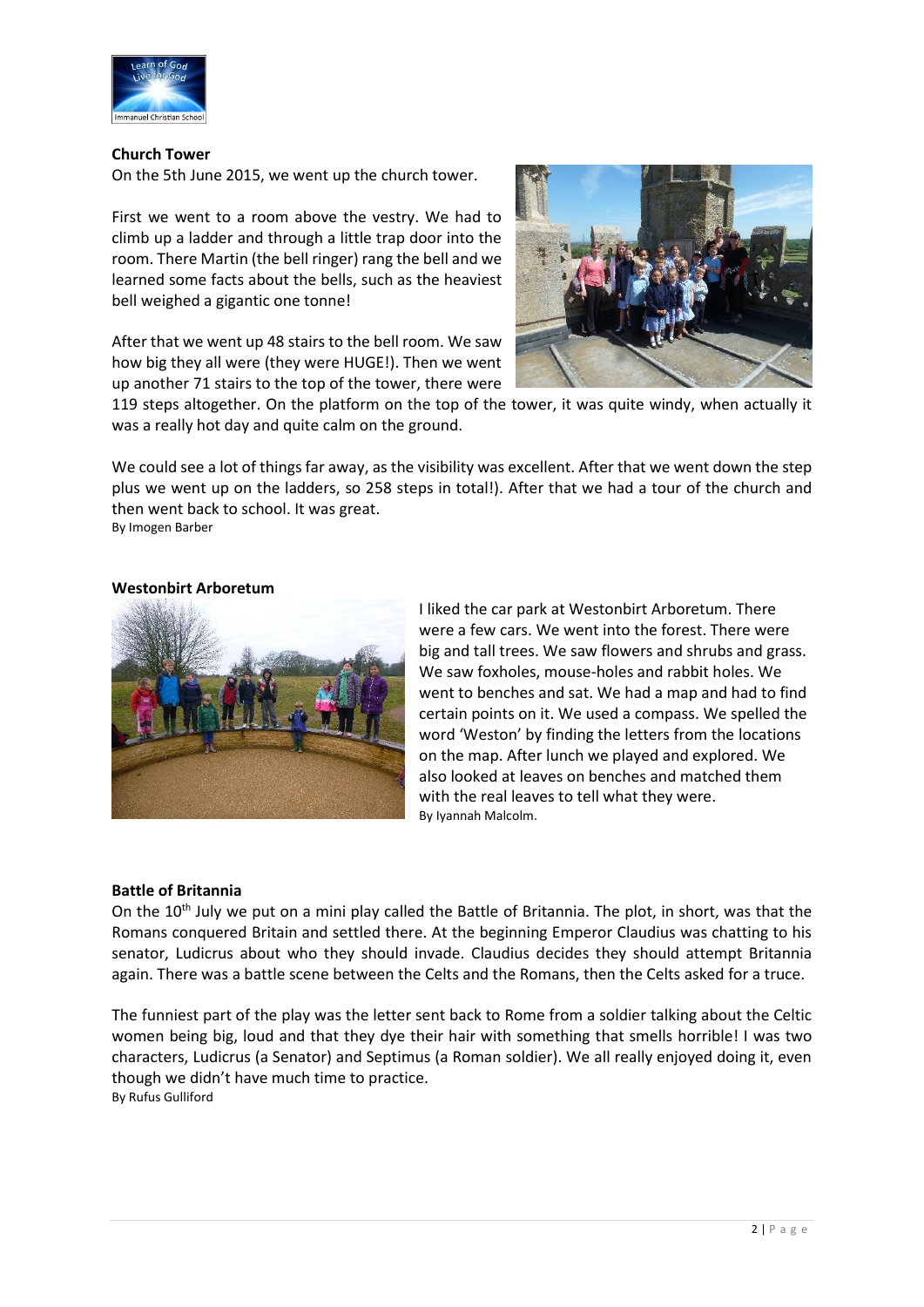**Church Tower**

On the 5th June 2015, we went up the church tower.

First we went to a room above the vestry. We had to climb up a ladder and through a little trap door into the room. There Martin (the bell ringer) rang the bell and we learned some facts about the bells, such as the heaviest bell weighed a gigantic one tonne!

After that we went up 48 stairs to the bell room. We saw how big they all were (they were HUGE!). Then we went up another 71 stairs to the top of the tower, there were 119 steps altogether. On the platform on the top of the tower, it was quite windy, when actually it was a really hot day and quite calm on the ground.

We could see a lot of things far away, as the visibility was excellent. After that we went down the step plus we went up on the ladders, so 258 steps in total!). After that we had a tour of the church and then went back to school. It was great.

By Imogen Barber

**Westonbirt Arboretum**

I liked the car park at Westonbirt Arboretum. There were a few cars. We went into the forest. There were big and tall trees. We saw flowers and shrubs and grass. We saw foxholes, mouse-holes and rabbit holes. We went to benches and sat. We had a map and had to find certain points on it. We used a compass. We spelled the word 'Weston' by finding the letters from the locations on the map. After lunch we played and explored. We also looked at leaves on benches and matched them with the real leaves to tell what they were.

By Iyannah Malcolm.

**Battle of Britannia**

On the 10th July we put on a mini play called the Battle of Britannia. The plot, in short, was that the Romans conquered Britain and settled there. At the beginning Emperor Claudius was chatting to his senator, Ludicrus about who they should invade. Claudius decides they should attempt Britannia again. There was a battle scene between the Celts and the Romans, then the Celts asked for a truce.

The funniest part of the play was the letter sent back to Rome from a soldier talking about the Celtic women being big, loud and that they dye their hair with something that smells horrible! I was two characters, Ludicrus (a Senator) and Septimus (a Roman soldier). We all really enjoyed doing it, even though we didn't have much time to practice.

By Rufus Gulliford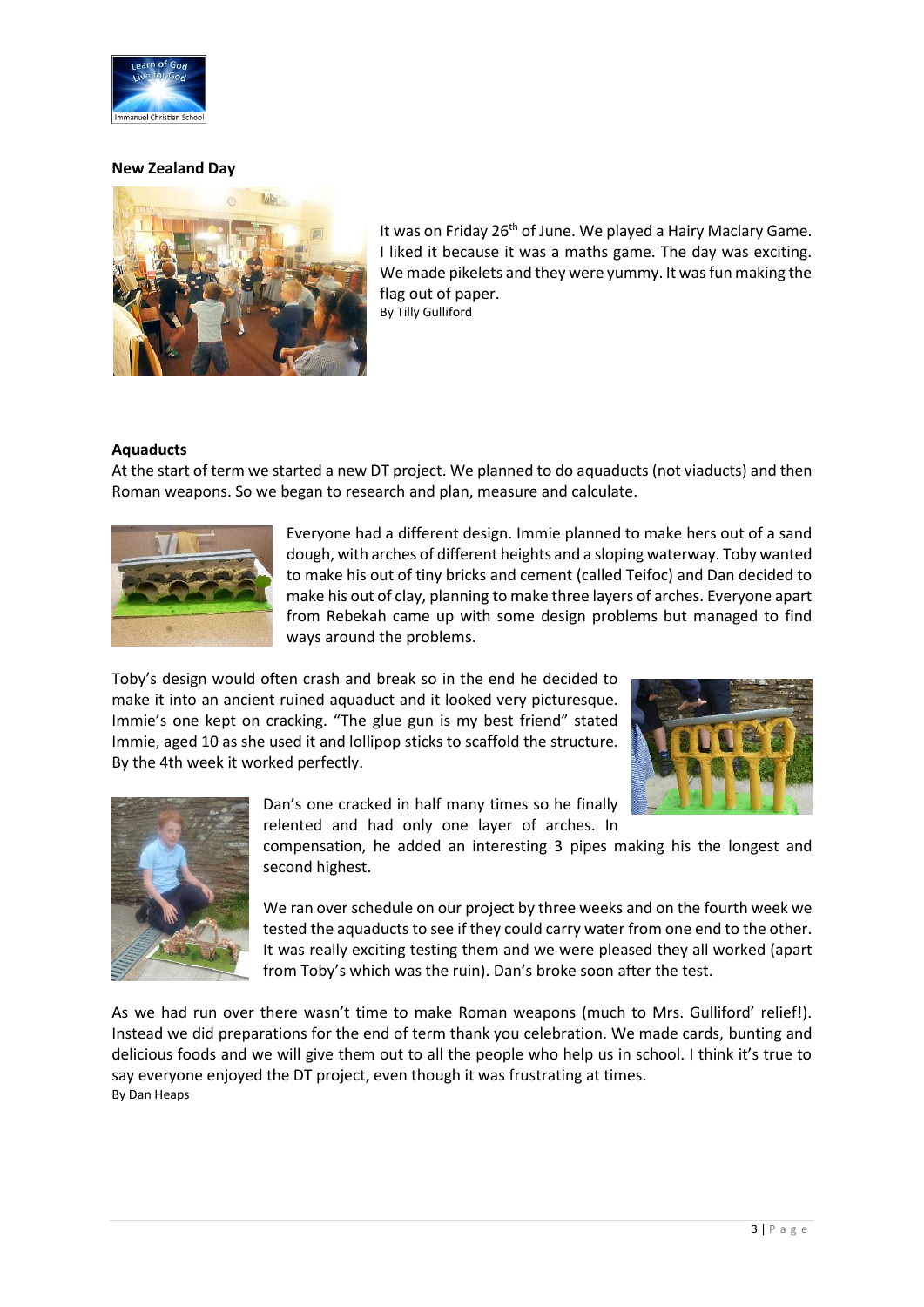**New Zealand Day**

It was on Friday 26th of June. We played a Hairy Maclary Game. I liked it because it was a maths game. The day was exciting. We made pikelets and they were yummy. It was fun making the flag out of paper.
By Tilly Gulliford

**Aquaducts**

At the start of term we started a new DT project. We planned to do aquaducts (not viaducts) and then Roman weapons. So we began to research and plan, measure and calculate.

Everyone had a different design. Immie planned to make hers out of a sand dough, with arches of different heights and a sloping waterway. Toby wanted to make his out of tiny bricks and cement (called Teifoc) and Dan decided to make his out of clay, planning to make three layers of arches. Everyone apart from Rebekah came up with some design problems but managed to find ways around the problems.

Toby's design would often crash and break so in the end he decided to make it into an ancient ruined aquaduct and it looked very picturesque. Immie's one kept on cracking. "The glue gun is my best friend" stated Immie, aged 10 as she used it and lollipop sticks to scaffold the structure. By the 4th week it worked perfectly.

Dan's one cracked in half many times so he finally relented and had only one layer of arches. In compensation, he added an interesting 3 pipes making his the longest and second highest.

We ran over schedule on our project by three weeks and on the fourth week we tested the aquaducts to see if they could carry water from one end to the other. It was really exciting testing them and we were pleased they all worked (apart from Toby's which was the ruin). Dan's broke soon after the test.

As we had run over there wasn't time to make Roman weapons (much to Mrs. Gulliford' relief!). Instead we did preparations for the end of term thank you celebration. We made cards, bunting and delicious foods and we will give them out to all the people who help us in school. I think it's true to say everyone enjoyed the DT project, even though it was frustrating at times.
By Dan Heaps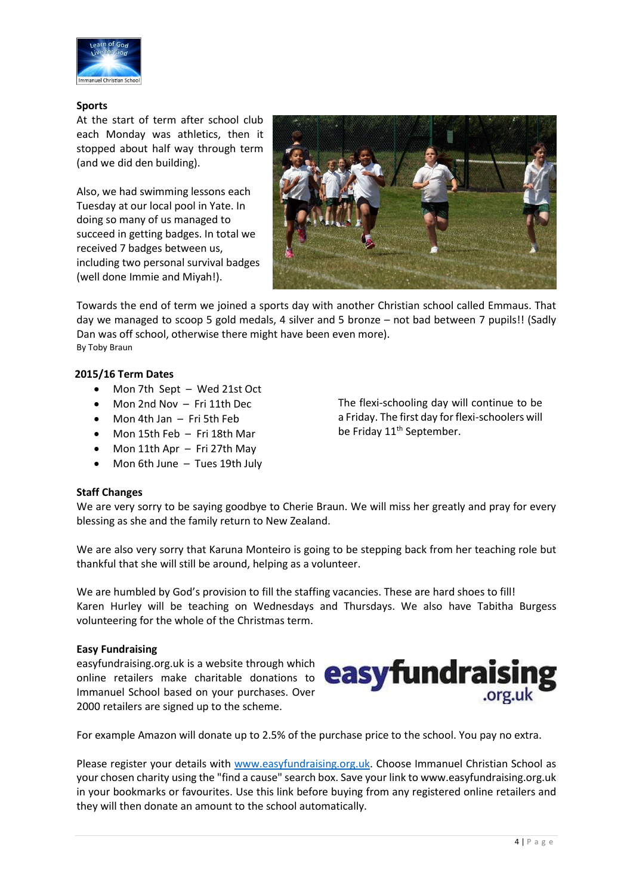### Sports

At the start of term after school club each Monday was athletics, then it stopped about half way through term (and we did den building).

Also, we had swimming lessons each Tuesday at our local pool in Yate. In doing so many of us managed to succeed in getting badges. In total we received 7 badges between us, including two personal survival badges (well done Immie and Miyah!).

Towards the end of term we joined a sports day with another Christian school called Emmaus. That day we managed to scoop 5 gold medals, 4 silver and 5 bronze – not bad between 7 pupils!! (Sadly Dan was off school, otherwise there might have been even more).

By Toby Braun

### 2015/16 Term Dates

- Mon 7th Sept – Wed 21st Oct
- Mon 2nd Nov – Fri 11th Dec
- Mon 4th Jan – Fri 5th Feb
- Mon 15th Feb – Fri 18th Mar
- Mon 11th Apr – Fri 27th May
- Mon 6th June – Tues 19th July

The flexi-schooling day will continue to be a Friday. The first day for flexi-schoolers will be Friday 11th September.

### Staff Changes

We are very sorry to be saying goodbye to Cherie Braun. We will miss her greatly and pray for every blessing as she and the family return to New Zealand.

We are also very sorry that Karuna Monteiro is going to be stepping back from her teaching role but thankful that she will still be around, helping as a volunteer.

We are humbled by God's provision to fill the staffing vacancies. These are hard shoes to fill! Karen Hurley will be teaching on Wednesdays and Thursdays. We also have Tabitha Burgess volunteering for the whole of the Christmas term.

### Easy Fundraising

easyfundraising.org.uk is a website through which online retailers make charitable donations to Immanuel School based on your purchases. Over 2000 retailers are signed up to the scheme.

For example Amazon will donate up to 2.5% of the purchase price to the school. You pay no extra.

Please register your details with www.easyfundraising.org.uk. Choose Immanuel Christian School as your chosen charity using the "find a cause" search box. Save your link to www.easyfundraising.org.uk in your bookmarks or favourites. Use this link before buying from any registered online retailers and they will then donate an amount to the school automatically.